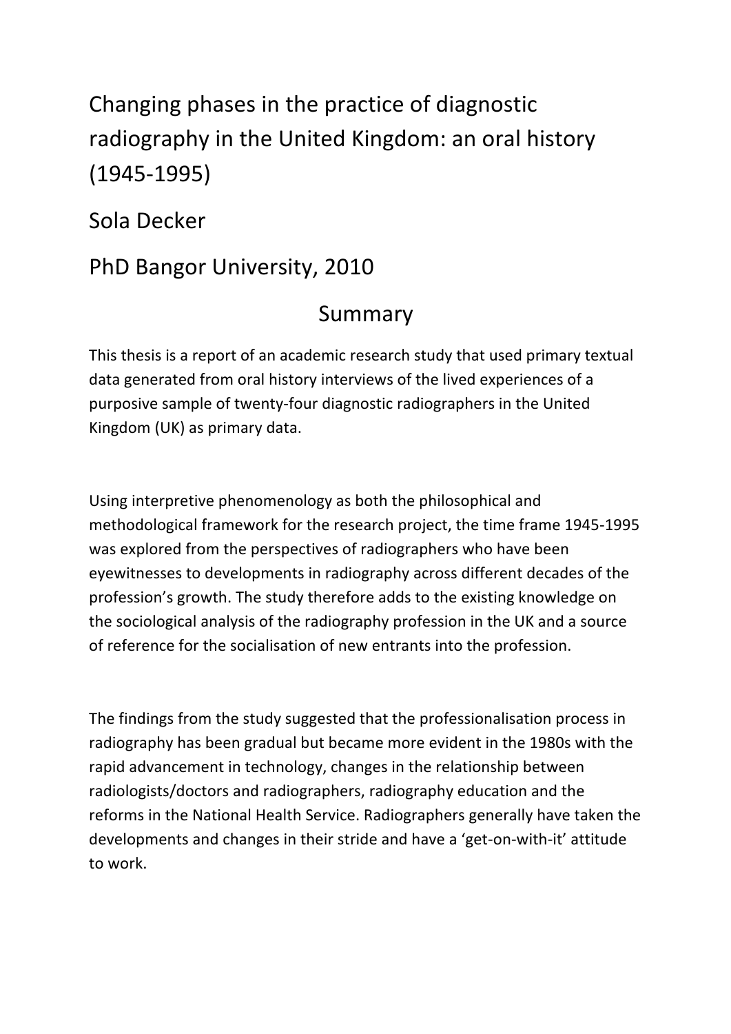# Changing phases in the practice of diagnostic radiography in the United Kingdom: an oral history (1945-1995)

## Sola Decker

## PhD Bangor University, 2010

### Summary

This thesis is a report of an academic research study that used primary textual data generated from oral history interviews of the lived experiences of a purposive sample of twenty-four diagnostic radiographers in the United Kingdom (UK) as primary data.

Using interpretive phenomenology as both the philosophical and methodological framework for the research project, the time frame 1945-1995 was explored from the perspectives of radiographers who have been eyewitnesses to developments in radiography across different decades of the profession's growth. The study therefore adds to the existing knowledge on the sociological analysis of the radiography profession in the UK and a source of reference for the socialisation of new entrants into the profession.

The findings from the study suggested that the professionalisation process in radiography has been gradual but became more evident in the 1980s with the rapid advancement in technology, changes in the relationship between radiologists/doctors and radiographers, radiography education and the reforms in the National Health Service. Radiographers generally have taken the developments and changes in their stride and have a 'get-on-with-it' attitude to work.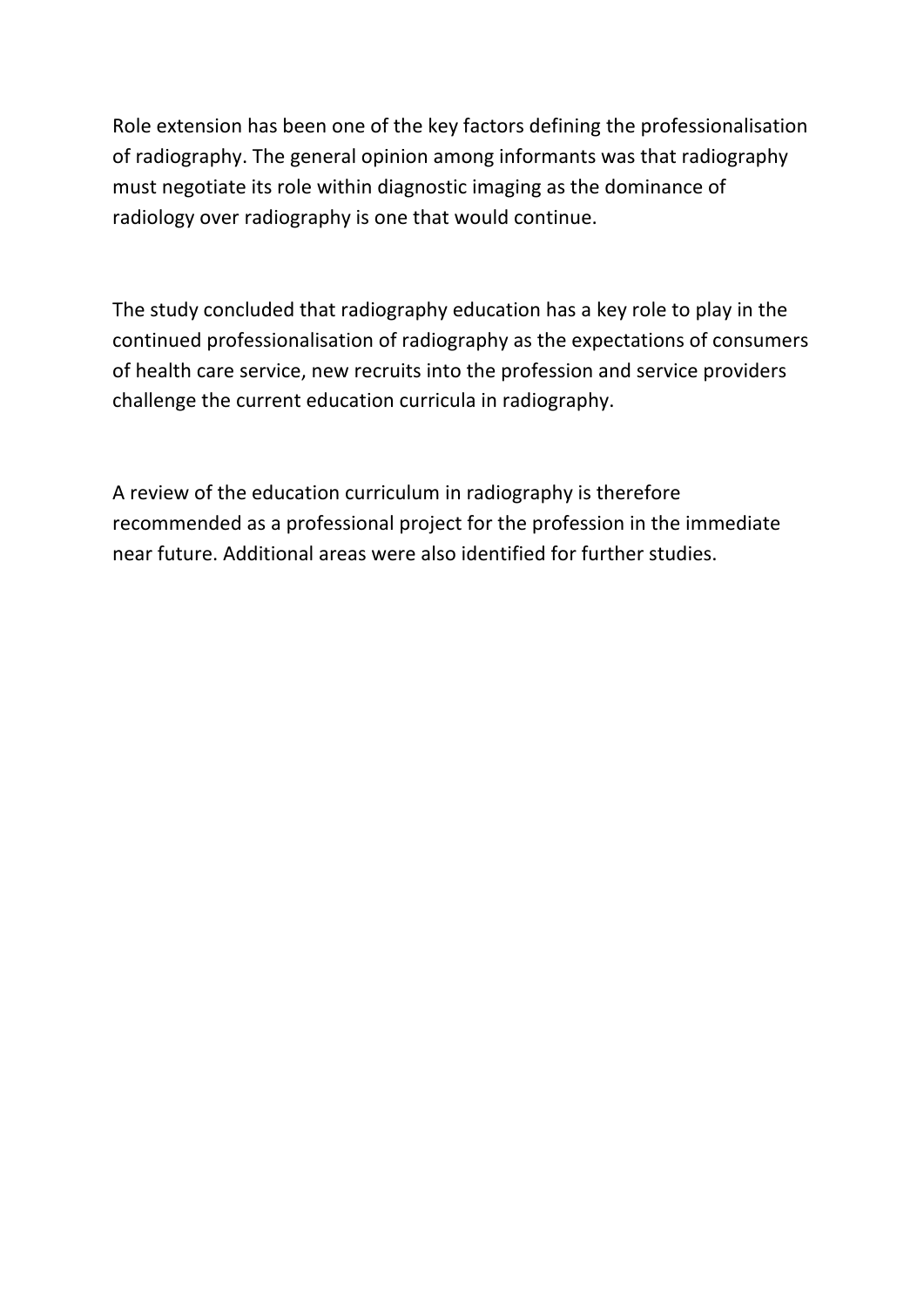Role extension has been one of the key factors defining the professionalisation of radiography. The general opinion among informants was that radiography must negotiate its role within diagnostic imaging as the dominance of radiology over radiography is one that would continue.

The study concluded that radiography education has a key role to play in the continued professionalisation of radiography as the expectations of consumers of health care service, new recruits into the profession and service providers challenge the current education curricula in radiography.

A review of the education curriculum in radiography is therefore recommended as a professional project for the profession in the immediate near future. Additional areas were also identified for further studies.